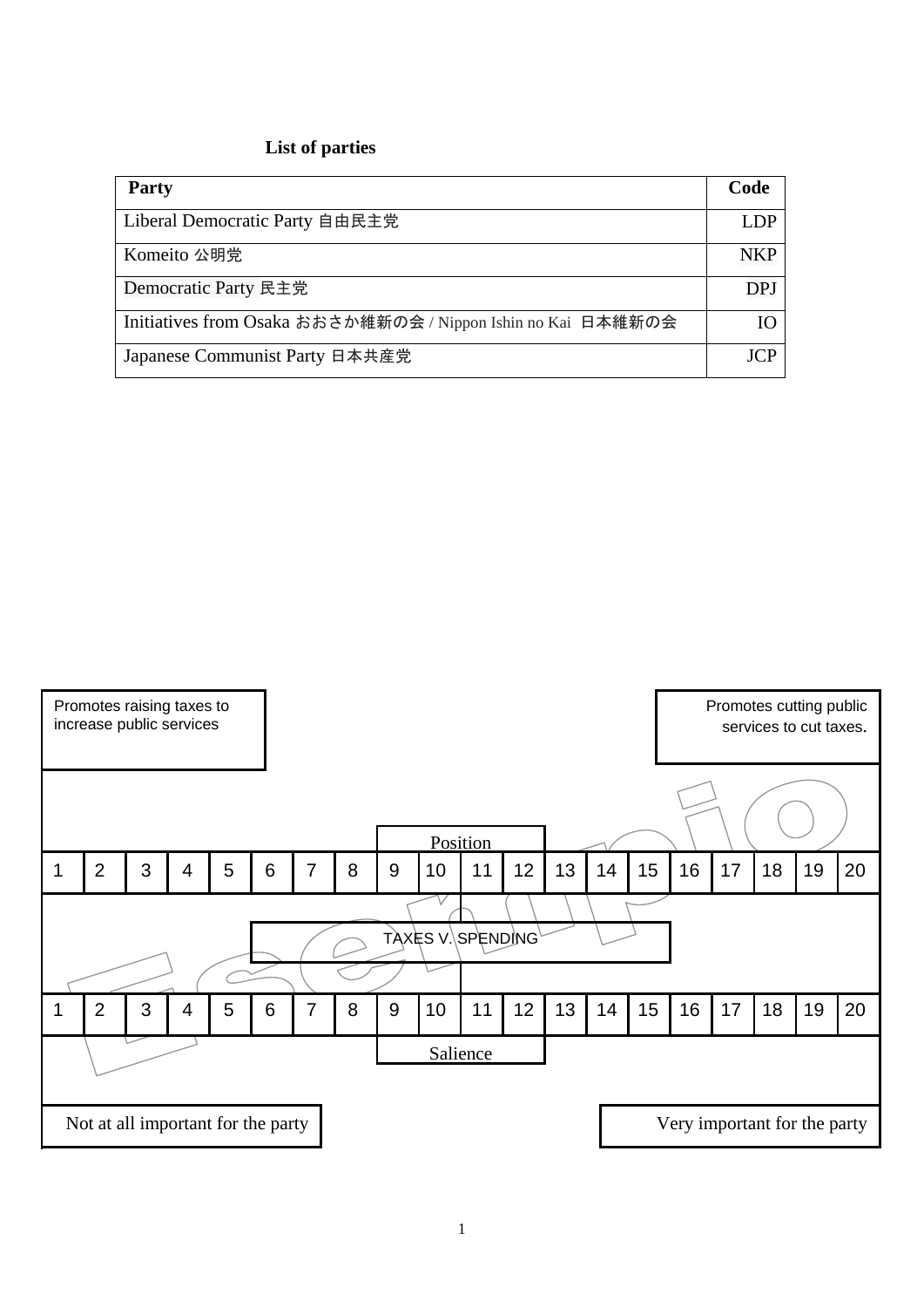**List of parties**

| Party | Code |
|---|---|
| Liberal Democratic Party 自由民主党 | LDP |
| Komeito 公明党 | NKP |
| Democratic Party 民主党 | DPJ |
| Initiatives from Osaka おおさか維新の会 / Nippon Ishin no Kai 日本維新の会 | IO |
| Japanese Communist Party 日本共産党 | JCP |

Promotes raising taxes to increase public services

Promotes cutting public services to cut taxes.

Position

| 1 | 2 | 3 | 4 | 5 | 6 | 7 | 8 | 9 | 10 | 11 | 12 | 13 | 14 | 15 | 16 | 17 | 18 | 19 | 20 |
|---|---|---|---|---|---|---|---|---|---|---|---|---|---|---|---|---|---|---|---|

TAXES V. SPENDING

| 1 | 2 | 3 | 4 | 5 | 6 | 7 | 8 | 9 | 10 | 11 | 12 | 13 | 14 | 15 | 16 | 17 | 18 | 19 | 20 |
|---|---|---|---|---|---|---|---|---|---|---|---|---|---|---|---|---|---|---|---|

Salience

Not at all important for the party

Very important for the party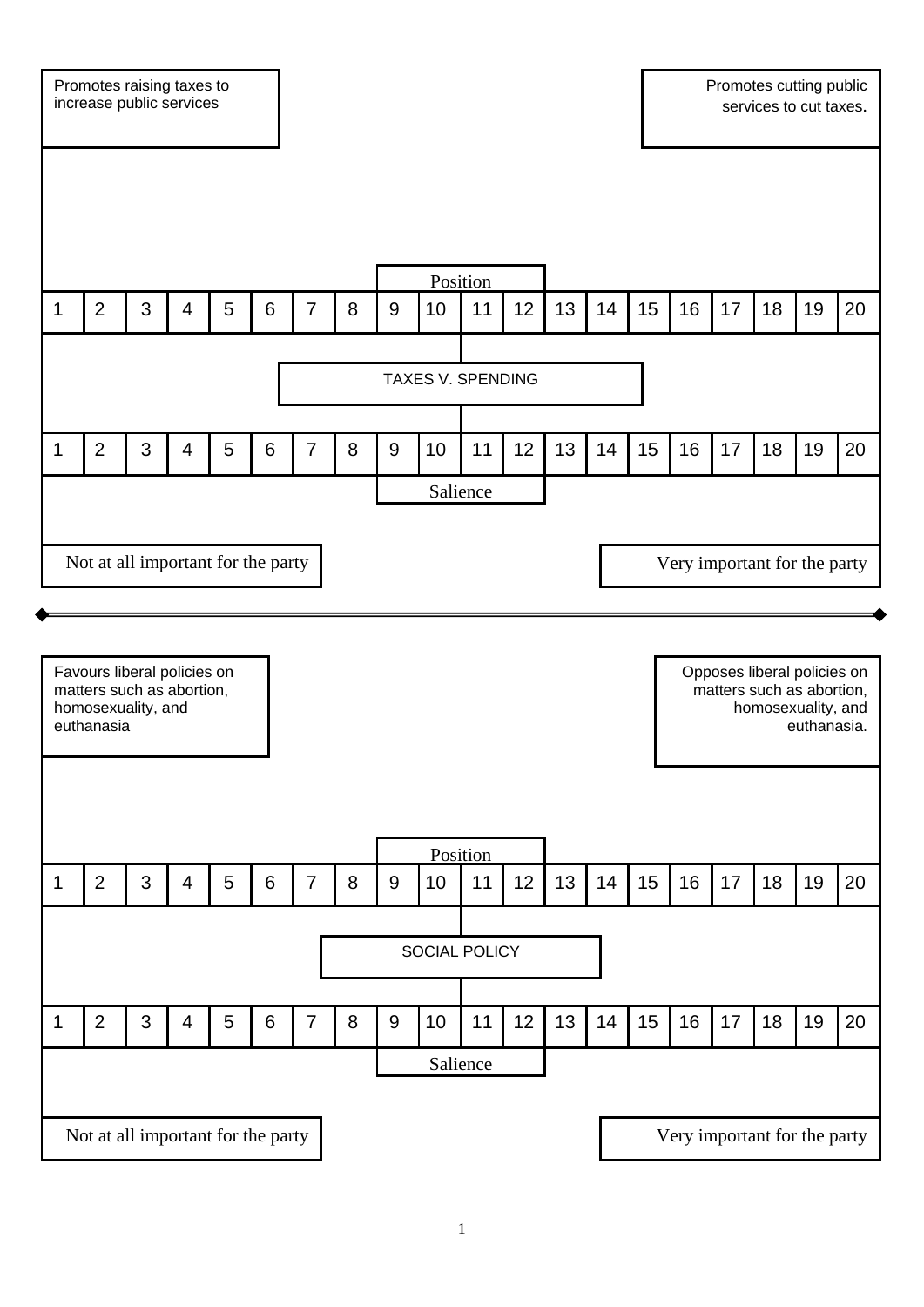## TAXES V. SPENDING

| Promotes raising taxes to increase public services | | | | | | | | | | | | | | | | | | | Promotes cutting public services to cut taxes. |
|---|---|---|---|---|---|---|---|---|---|---|---|---|---|---|---|---|---|---|---|

**Position**

| 1 | 2 | 3 | 4 | 5 | 6 | 7 | 8 | 9 | 10 | 11 | 12 | 13 | 14 | 15 | 16 | 17 | 18 | 19 | 20 |
|---|---|---|---|---|---|---|---|---|---|---|---|---|---|---|---|---|---|---|---|

**Salience**

| 1 | 2 | 3 | 4 | 5 | 6 | 7 | 8 | 9 | 10 | 11 | 12 | 13 | 14 | 15 | 16 | 17 | 18 | 19 | 20 |
|---|---|---|---|---|---|---|---|---|---|---|---|---|---|---|---|---|---|---|---|

| Not at all important for the party | | | | | | | | | | | | | | | | | | | Very important for the party |
|---|---|---|---|---|---|---|---|---|---|---|---|---|---|---|---|---|---|---|---|

---

## SOCIAL POLICY

| Favours liberal policies on matters such as abortion, homosexuality, and euthanasia | | | | | | | | | | | | | | | | | | | Opposes liberal policies on matters such as abortion, homosexuality, and euthanasia. |
|---|---|---|---|---|---|---|---|---|---|---|---|---|---|---|---|---|---|---|---|

**Position**

| 1 | 2 | 3 | 4 | 5 | 6 | 7 | 8 | 9 | 10 | 11 | 12 | 13 | 14 | 15 | 16 | 17 | 18 | 19 | 20 |
|---|---|---|---|---|---|---|---|---|---|---|---|---|---|---|---|---|---|---|---|

**Salience**

| 1 | 2 | 3 | 4 | 5 | 6 | 7 | 8 | 9 | 10 | 11 | 12 | 13 | 14 | 15 | 16 | 17 | 18 | 19 | 20 |
|---|---|---|---|---|---|---|---|---|---|---|---|---|---|---|---|---|---|---|---|

| Not at all important for the party | | | | | | | | | | | | | | | | | | | Very important for the party |
|---|---|---|---|---|---|---|---|---|---|---|---|---|---|---|---|---|---|---|---|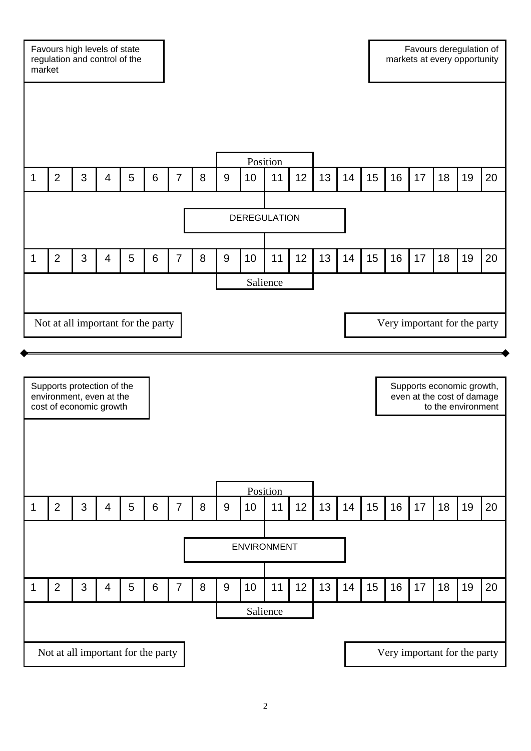## DEREGULATION

| Favours high levels of state regulation and control of the market | | | | | | | | | | | | | | | | | | | Favours deregulation of markets at every opportunity |
|---|---|---|---|---|---|---|---|---|---|---|---|---|---|---|---|---|---|---|---|

**Position**

| 1 | 2 | 3 | 4 | 5 | 6 | 7 | 8 | 9 | 10 | 11 | 12 | 13 | 14 | 15 | 16 | 17 | 18 | 19 | 20 |
|---|---|---|---|---|---|---|---|---|---|---|---|---|---|---|---|---|---|---|---|

**Salience**

| 1 | 2 | 3 | 4 | 5 | 6 | 7 | 8 | 9 | 10 | 11 | 12 | 13 | 14 | 15 | 16 | 17 | 18 | 19 | 20 |
|---|---|---|---|---|---|---|---|---|---|---|---|---|---|---|---|---|---|---|---|

| Not at all important for the party | | | | | | | | | | | | | | | | | | | Very important for the party |
|---|---|---|---|---|---|---|---|---|---|---|---|---|---|---|---|---|---|---|---|

---

## ENVIRONMENT

| Supports protection of the environment, even at the cost of economic growth | | | | | | | | | | | | | | | | | | | Supports economic growth, even at the cost of damage to the environment |
|---|---|---|---|---|---|---|---|---|---|---|---|---|---|---|---|---|---|---|---|

**Position**

| 1 | 2 | 3 | 4 | 5 | 6 | 7 | 8 | 9 | 10 | 11 | 12 | 13 | 14 | 15 | 16 | 17 | 18 | 19 | 20 |
|---|---|---|---|---|---|---|---|---|---|---|---|---|---|---|---|---|---|---|---|

**Salience**

| 1 | 2 | 3 | 4 | 5 | 6 | 7 | 8 | 9 | 10 | 11 | 12 | 13 | 14 | 15 | 16 | 17 | 18 | 19 | 20 |
|---|---|---|---|---|---|---|---|---|---|---|---|---|---|---|---|---|---|---|---|

| Not at all important for the party | | | | | | | | | | | | | | | | | | | Very important for the party |
|---|---|---|---|---|---|---|---|---|---|---|---|---|---|---|---|---|---|---|---|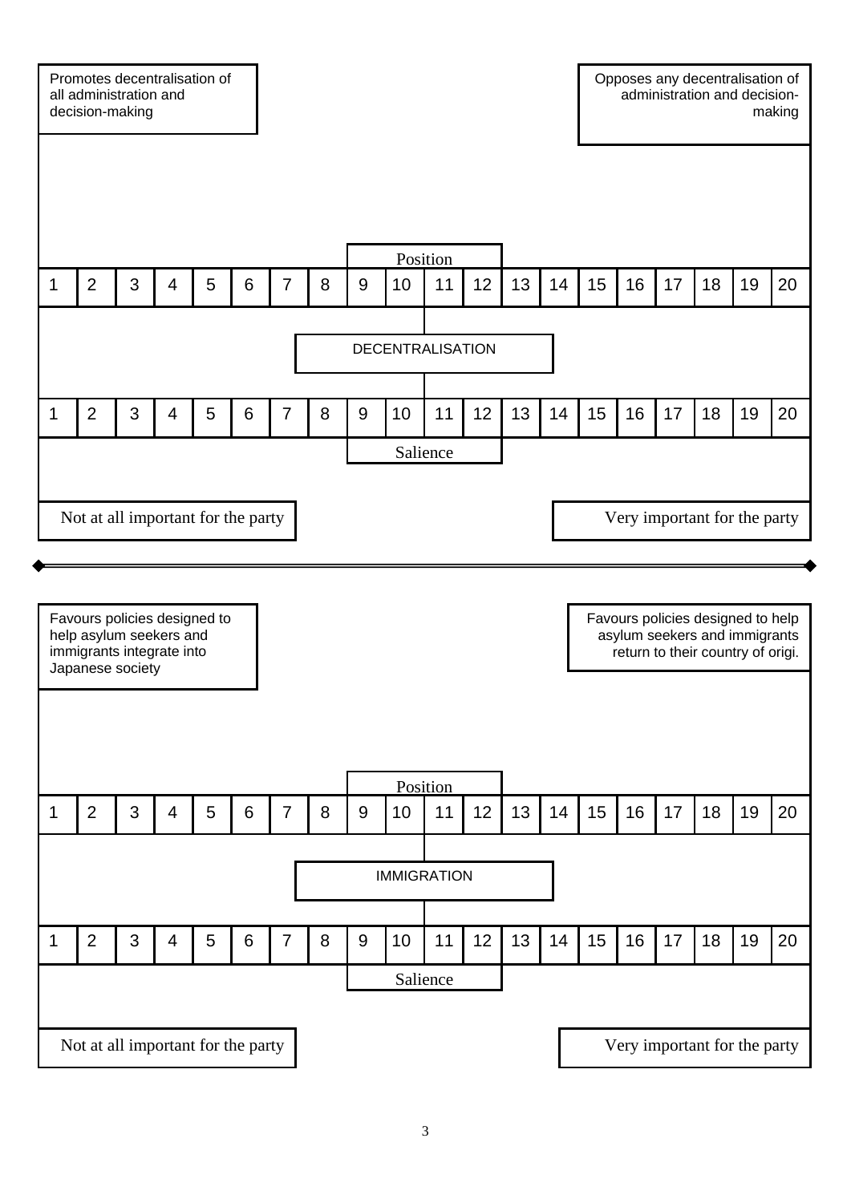Promotes decentralisation of all administration and decision-making

Opposes any decentralisation of administration and decision-making

Position

| 1 | 2 | 3 | 4 | 5 | 6 | 7 | 8 | 9 | 10 | 11 | 12 | 13 | 14 | 15 | 16 | 17 | 18 | 19 | 20 |
|---|---|---|---|---|---|---|---|---|---|---|---|---|---|---|---|---|---|---|---|

DECENTRALISATION

| 1 | 2 | 3 | 4 | 5 | 6 | 7 | 8 | 9 | 10 | 11 | 12 | 13 | 14 | 15 | 16 | 17 | 18 | 19 | 20 |
|---|---|---|---|---|---|---|---|---|---|---|---|---|---|---|---|---|---|---|---|

Salience

Not at all important for the party

Very important for the party

---

Favours policies designed to help asylum seekers and immigrants integrate into Japanese society

Favours policies designed to help asylum seekers and immigrants return to their country of origi.

Position

| 1 | 2 | 3 | 4 | 5 | 6 | 7 | 8 | 9 | 10 | 11 | 12 | 13 | 14 | 15 | 16 | 17 | 18 | 19 | 20 |
|---|---|---|---|---|---|---|---|---|---|---|---|---|---|---|---|---|---|---|---|

IMMIGRATION

| 1 | 2 | 3 | 4 | 5 | 6 | 7 | 8 | 9 | 10 | 11 | 12 | 13 | 14 | 15 | 16 | 17 | 18 | 19 | 20 |
|---|---|---|---|---|---|---|---|---|---|---|---|---|---|---|---|---|---|---|---|

Salience

Not at all important for the party

Very important for the party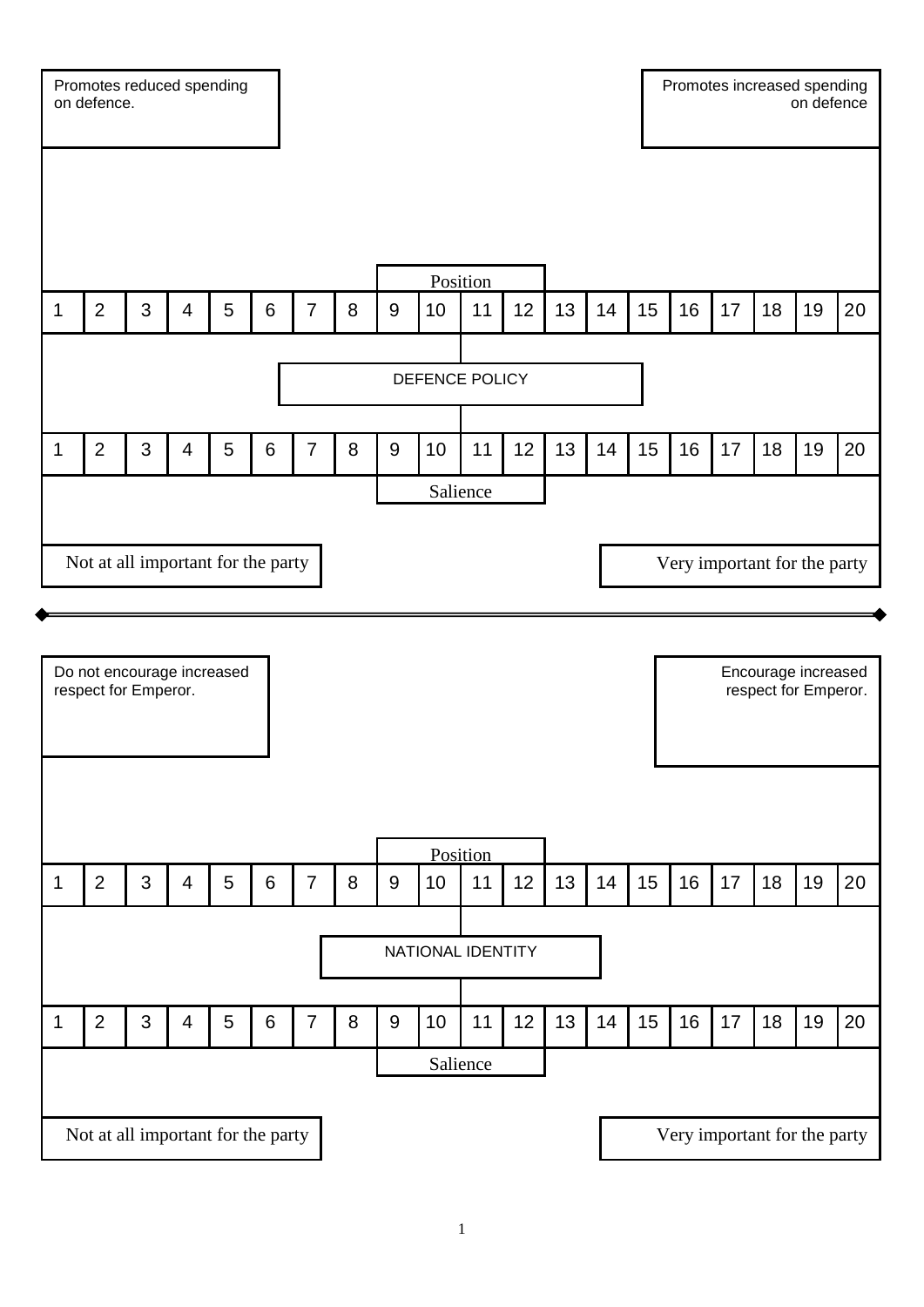| Promotes reduced spending on defence. | | | | | | | | | | | | | | | | | | | Promotes increased spending on defence |
|---|---|---|---|---|---|---|---|---|---|---|---|---|---|---|---|---|---|---|---|
| | | | | | | | | Position | | | | | | | | | | | |
| 1 | 2 | 3 | 4 | 5 | 6 | 7 | 8 | 9 | 10 | 11 | 12 | 13 | 14 | 15 | 16 | 17 | 18 | 19 | 20 |
| | | | | | | | | DEFENCE POLICY | | | | | | | | | | | |
| 1 | 2 | 3 | 4 | 5 | 6 | 7 | 8 | 9 | 10 | 11 | 12 | 13 | 14 | 15 | 16 | 17 | 18 | 19 | 20 |
| | | | | | | | | Salience | | | | | | | | | | | |
| Not at all important for the party | | | | | | | | | | | | | | | | | | | Very important for the party |

---

| Do not encourage increased respect for Emperor. | | | | | | | | | | | | | | | | | | | Encourage increased respect for Emperor. |
|---|---|---|---|---|---|---|---|---|---|---|---|---|---|---|---|---|---|---|---|
| | | | | | | | | Position | | | | | | | | | | | |
| 1 | 2 | 3 | 4 | 5 | 6 | 7 | 8 | 9 | 10 | 11 | 12 | 13 | 14 | 15 | 16 | 17 | 18 | 19 | 20 |
| | | | | | | | | NATIONAL IDENTITY | | | | | | | | | | | |
| 1 | 2 | 3 | 4 | 5 | 6 | 7 | 8 | 9 | 10 | 11 | 12 | 13 | 14 | 15 | 16 | 17 | 18 | 19 | 20 |
| | | | | | | | | Salience | | | | | | | | | | | |
| Not at all important for the party | | | | | | | | | | | | | | | | | | | Very important for the party |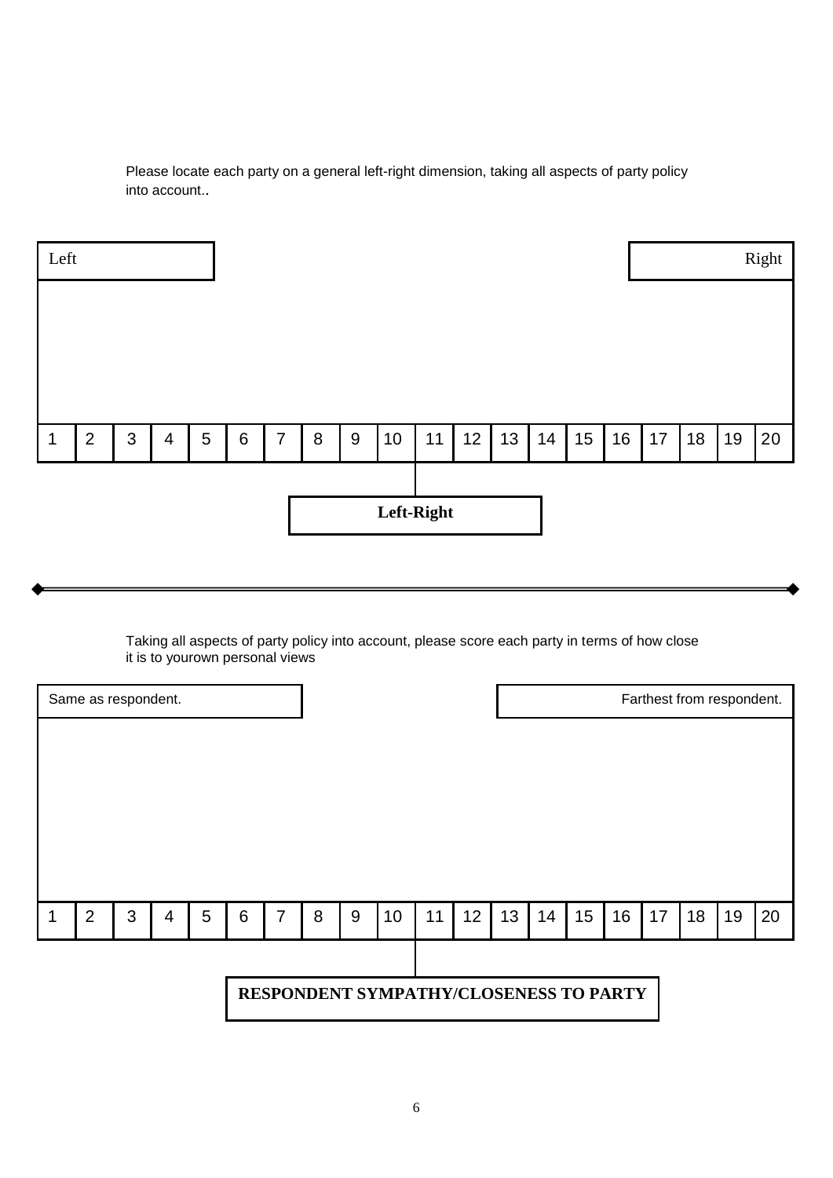Please locate each party on a general left-right dimension, taking all aspects of party policy into account..

Left

Right

| 1 | 2 | 3 | 4 | 5 | 6 | 7 | 8 | 9 | 10 | 11 | 12 | 13 | 14 | 15 | 16 | 17 | 18 | 19 | 20 |
|---|---|---|---|---|---|---|---|---|---|---|---|---|---|---|---|---|---|---|---|

**Left-Right**

---

Taking all aspects of party policy into account, please score each party in terms of how close it is to yourown personal views

Same as respondent.

Farthest from respondent.

| 1 | 2 | 3 | 4 | 5 | 6 | 7 | 8 | 9 | 10 | 11 | 12 | 13 | 14 | 15 | 16 | 17 | 18 | 19 | 20 |
|---|---|---|---|---|---|---|---|---|---|---|---|---|---|---|---|---|---|---|---|

**RESPONDENT SYMPATHY/CLOSENESS TO PARTY**